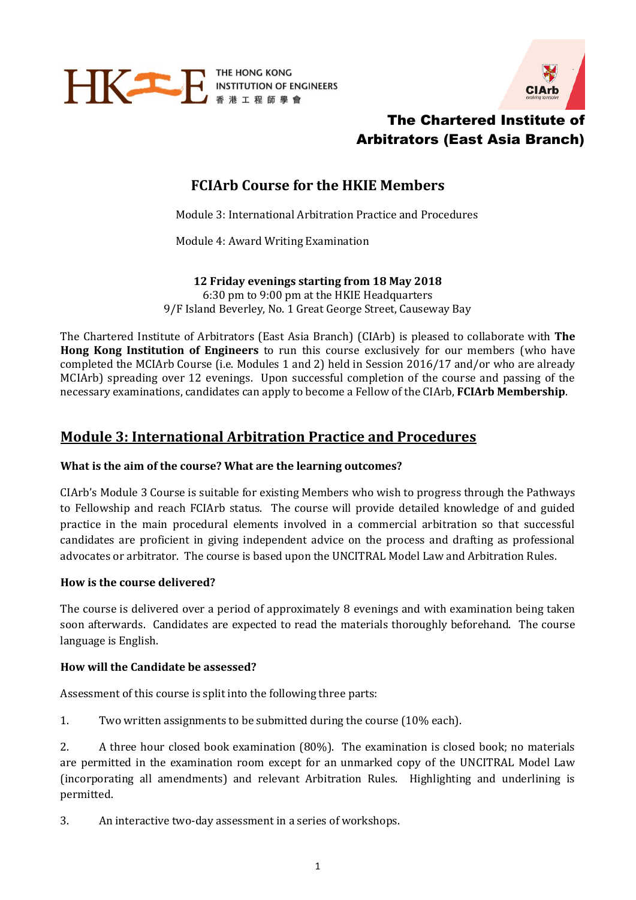THE HONG KONG INSTITUTION OF ENGINEERS
香港工程師學會

**The Chartered Institute of Arbitrators (East Asia Branch)**

# FCIArb Course for the HKIE Members

Module 3: International Arbitration Practice and Procedures

Module 4: Award Writing Examination

**12 Friday evenings starting from 18 May 2018**
6:30 pm to 9:00 pm at the HKIE Headquarters
9/F Island Beverley, No. 1 Great George Street, Causeway Bay

The Chartered Institute of Arbitrators (East Asia Branch) (CIArb) is pleased to collaborate with **The Hong Kong Institution of Engineers** to run this course exclusively for our members (who have completed the MCIArb Course (i.e. Modules 1 and 2) held in Session 2016/17 and/or who are already MCIArb) spreading over 12 evenings. Upon successful completion of the course and passing of the necessary examinations, candidates can apply to become a Fellow of the CIArb, **FCIArb Membership**.

## Module 3: International Arbitration Practice and Procedures

**What is the aim of the course? What are the learning outcomes?**

CIArb's Module 3 Course is suitable for existing Members who wish to progress through the Pathways to Fellowship and reach FCIArb status. The course will provide detailed knowledge of and guided practice in the main procedural elements involved in a commercial arbitration so that successful candidates are proficient in giving independent advice on the process and drafting as professional advocates or arbitrator. The course is based upon the UNCITRAL Model Law and Arbitration Rules.

**How is the course delivered?**

The course is delivered over a period of approximately 8 evenings and with examination being taken soon afterwards. Candidates are expected to read the materials thoroughly beforehand. The course language is English.

**How will the Candidate be assessed?**

Assessment of this course is split into the following three parts:

1. Two written assignments to be submitted during the course (10% each).

2. A three hour closed book examination (80%). The examination is closed book; no materials are permitted in the examination room except for an unmarked copy of the UNCITRAL Model Law (incorporating all amendments) and relevant Arbitration Rules. Highlighting and underlining is permitted.

3. An interactive two-day assessment in a series of workshops.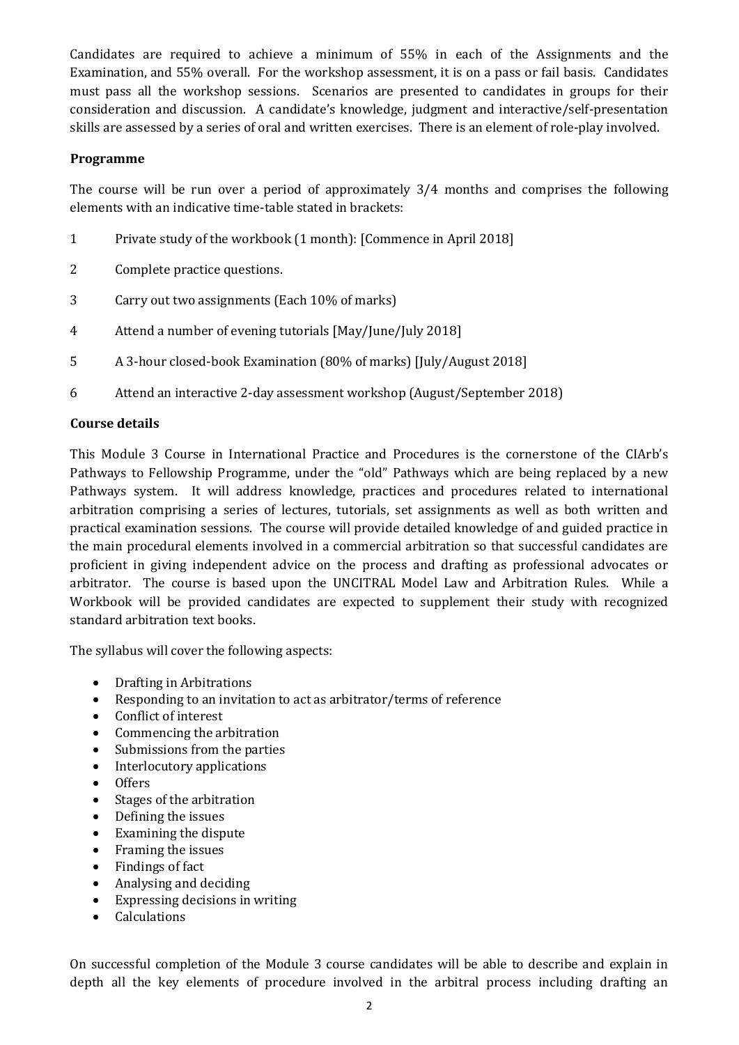Candidates are required to achieve a minimum of 55% in each of the Assignments and the Examination, and 55% overall. For the workshop assessment, it is on a pass or fail basis. Candidates must pass all the workshop sessions. Scenarios are presented to candidates in groups for their consideration and discussion. A candidate's knowledge, judgment and interactive/self-presentation skills are assessed by a series of oral and written exercises. There is an element of role-play involved.

**Programme**

The course will be run over a period of approximately 3/4 months and comprises the following elements with an indicative time-table stated in brackets:

1. Private study of the workbook (1 month): [Commence in April 2018]
2. Complete practice questions.
3. Carry out two assignments (Each 10% of marks)
4. Attend a number of evening tutorials [May/June/July 2018]
5. A 3-hour closed-book Examination (80% of marks) [July/August 2018]
6. Attend an interactive 2-day assessment workshop (August/September 2018)

**Course details**

This Module 3 Course in International Practice and Procedures is the cornerstone of the CIArb's Pathways to Fellowship Programme, under the "old" Pathways which are being replaced by a new Pathways system. It will address knowledge, practices and procedures related to international arbitration comprising a series of lectures, tutorials, set assignments as well as both written and practical examination sessions. The course will provide detailed knowledge of and guided practice in the main procedural elements involved in a commercial arbitration so that successful candidates are proficient in giving independent advice on the process and drafting as professional advocates or arbitrator. The course is based upon the UNCITRAL Model Law and Arbitration Rules. While a Workbook will be provided candidates are expected to supplement their study with recognized standard arbitration text books.

The syllabus will cover the following aspects:

- Drafting in Arbitrations
- Responding to an invitation to act as arbitrator/terms of reference
- Conflict of interest
- Commencing the arbitration
- Submissions from the parties
- Interlocutory applications
- Offers
- Stages of the arbitration
- Defining the issues
- Examining the dispute
- Framing the issues
- Findings of fact
- Analysing and deciding
- Expressing decisions in writing
- Calculations

On successful completion of the Module 3 course candidates will be able to describe and explain in depth all the key elements of procedure involved in the arbitral process including drafting an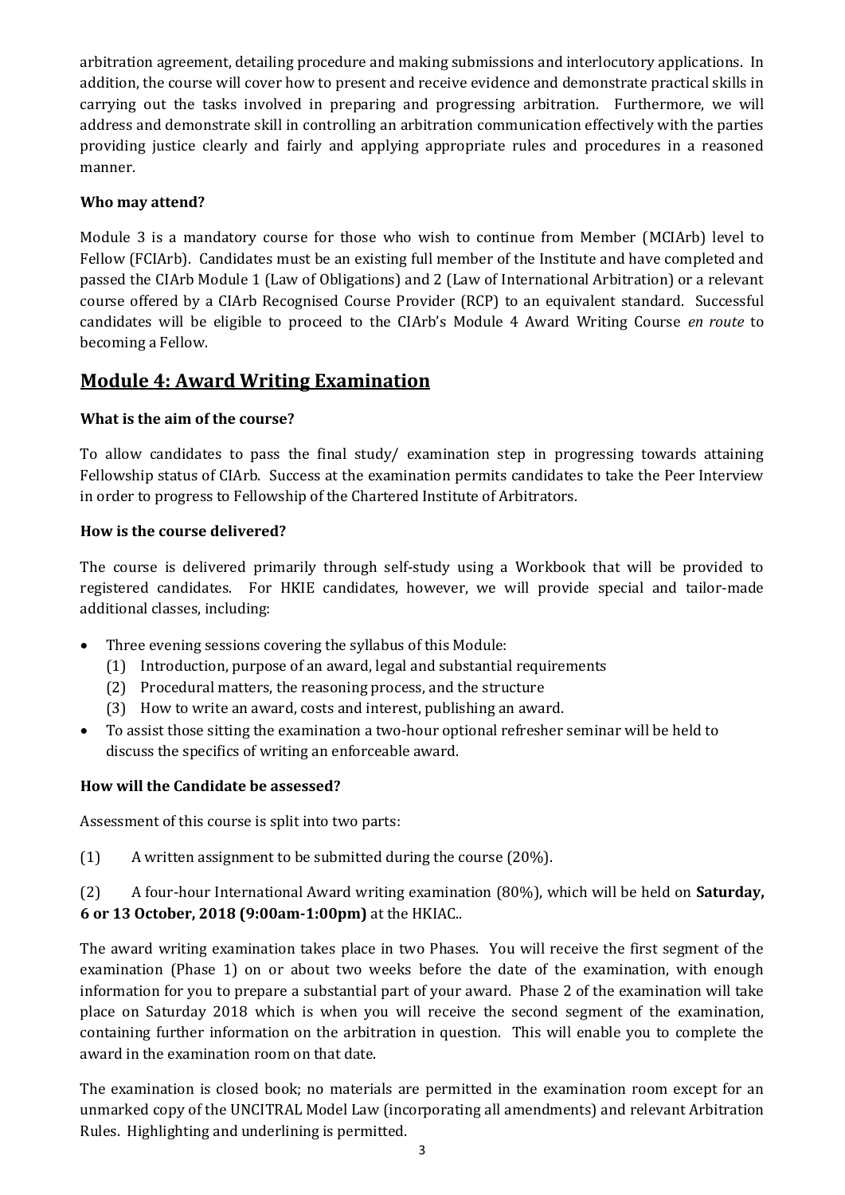arbitration agreement, detailing procedure and making submissions and interlocutory applications. In addition, the course will cover how to present and receive evidence and demonstrate practical skills in carrying out the tasks involved in preparing and progressing arbitration. Furthermore, we will address and demonstrate skill in controlling an arbitration communication effectively with the parties providing justice clearly and fairly and applying appropriate rules and procedures in a reasoned manner.

**Who may attend?**

Module 3 is a mandatory course for those who wish to continue from Member (MCIArb) level to Fellow (FCIArb). Candidates must be an existing full member of the Institute and have completed and passed the CIArb Module 1 (Law of Obligations) and 2 (Law of International Arbitration) or a relevant course offered by a CIArb Recognised Course Provider (RCP) to an equivalent standard. Successful candidates will be eligible to proceed to the CIArb's Module 4 Award Writing Course *en route* to becoming a Fellow.

## Module 4: Award Writing Examination

**What is the aim of the course?**

To allow candidates to pass the final study/ examination step in progressing towards attaining Fellowship status of CIArb. Success at the examination permits candidates to take the Peer Interview in order to progress to Fellowship of the Chartered Institute of Arbitrators.

**How is the course delivered?**

The course is delivered primarily through self-study using a Workbook that will be provided to registered candidates. For HKIE candidates, however, we will provide special and tailor-made additional classes, including:

- Three evening sessions covering the syllabus of this Module:
  (1) Introduction, purpose of an award, legal and substantial requirements
  (2) Procedural matters, the reasoning process, and the structure
  (3) How to write an award, costs and interest, publishing an award.
- To assist those sitting the examination a two-hour optional refresher seminar will be held to discuss the specifics of writing an enforceable award.

**How will the Candidate be assessed?**

Assessment of this course is split into two parts:

(1) A written assignment to be submitted during the course (20%).

(2) A four-hour International Award writing examination (80%), which will be held on **Saturday, 6 or 13 October, 2018 (9:00am-1:00pm)** at the HKIAC..

The award writing examination takes place in two Phases. You will receive the first segment of the examination (Phase 1) on or about two weeks before the date of the examination, with enough information for you to prepare a substantial part of your award. Phase 2 of the examination will take place on Saturday 2018 which is when you will receive the second segment of the examination, containing further information on the arbitration in question. This will enable you to complete the award in the examination room on that date.

The examination is closed book; no materials are permitted in the examination room except for an unmarked copy of the UNCITRAL Model Law (incorporating all amendments) and relevant Arbitration Rules. Highlighting and underlining is permitted.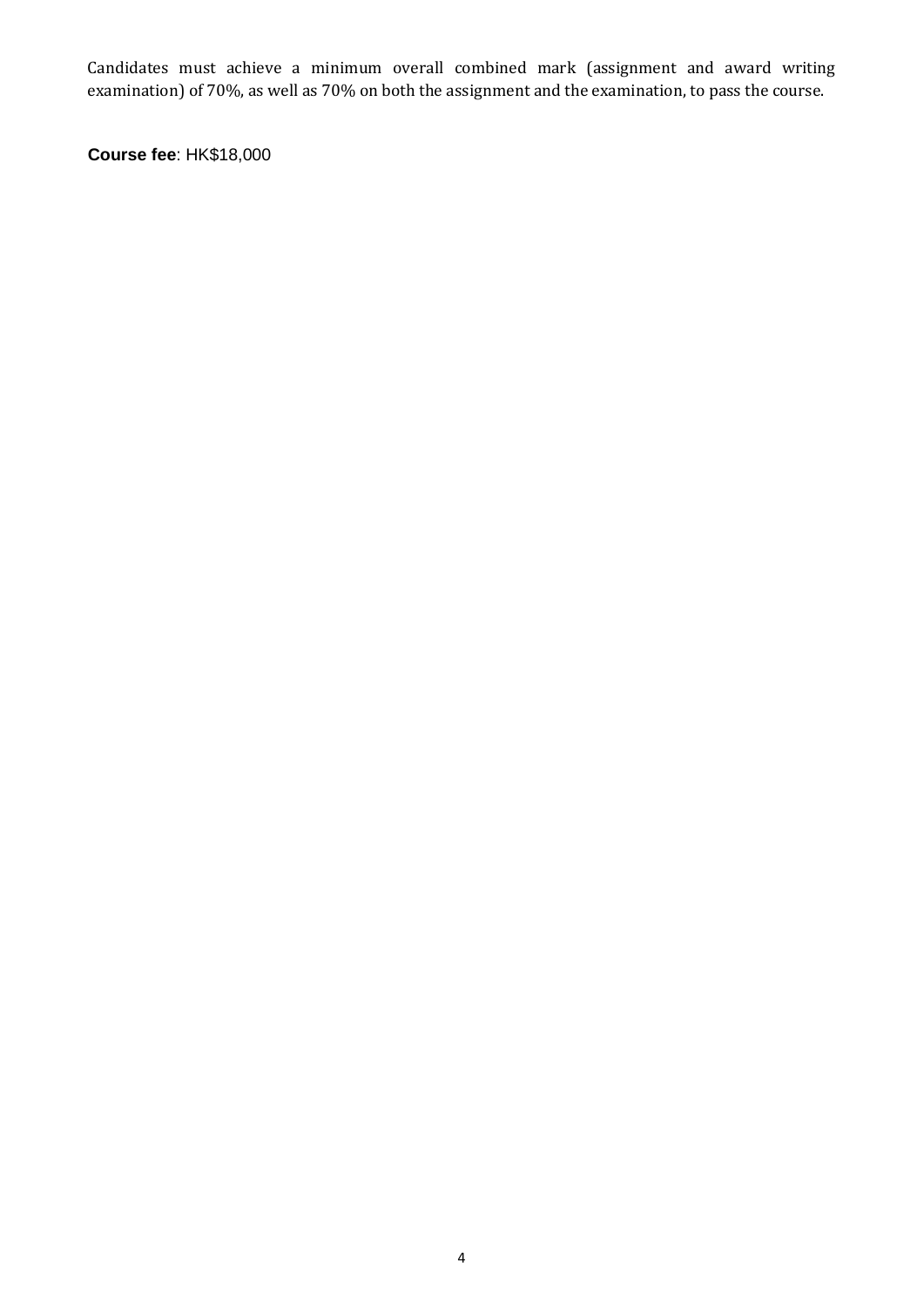Candidates must achieve a minimum overall combined mark (assignment and award writing examination) of 70%, as well as 70% on both the assignment and the examination, to pass the course.

**Course fee**: HK$18,000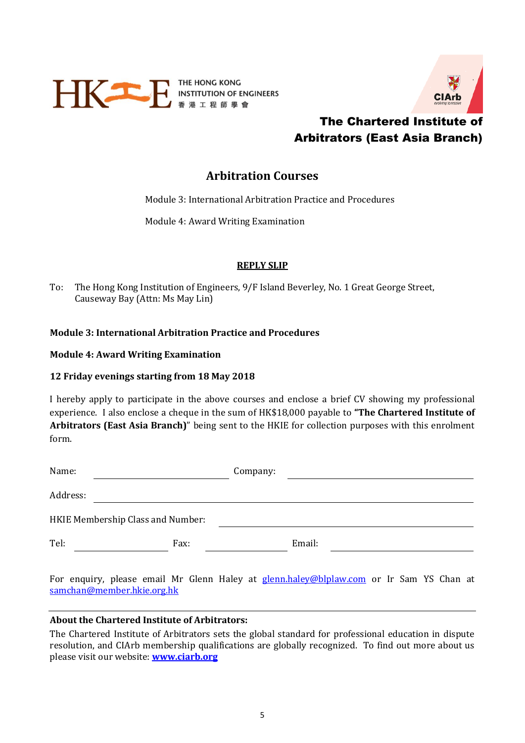THE HONG KONG INSTITUTION OF ENGINEERS
香港工程師學會

**The Chartered Institute of Arbitrators (East Asia Branch)**

# Arbitration Courses

Module 3: International Arbitration Practice and Procedures

Module 4: Award Writing Examination

## REPLY SLIP

To: The Hong Kong Institution of Engineers, 9/F Island Beverley, No. 1 Great George Street, Causeway Bay (Attn: Ms May Lin)

**Module 3: International Arbitration Practice and Procedures**

**Module 4: Award Writing Examination**

**12 Friday evenings starting from 18 May 2018**

I hereby apply to participate in the above courses and enclose a brief CV showing my professional experience. I also enclose a cheque in the sum of HK$18,000 payable to **"The Chartered Institute of Arbitrators (East Asia Branch)**" being sent to the HKIE for collection purposes with this enrolment form.

Name: ____________________ Company: ____________________

Address: ________________________________________

HKIE Membership Class and Number: ____________________

Tel: ______________ Fax: ______________ Email: ______________

For enquiry, please email Mr Glenn Haley at glenn.haley@blplaw.com or Ir Sam YS Chan at samchan@member.hkie.org.hk

---

**About the Chartered Institute of Arbitrators:**

The Chartered Institute of Arbitrators sets the global standard for professional education in dispute resolution, and CIArb membership qualifications are globally recognized. To find out more about us please visit our website: **www.ciarb.org**